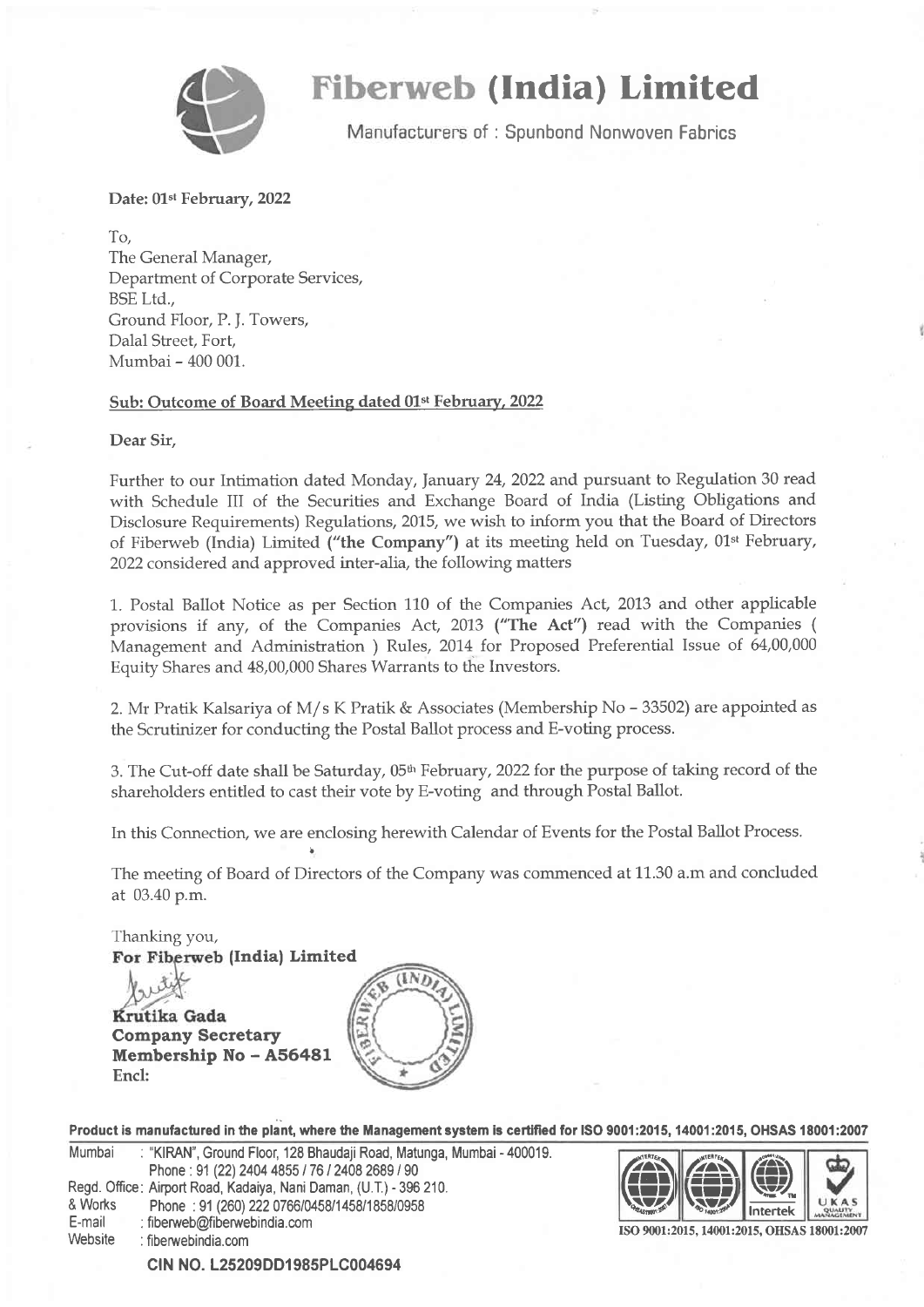# Fiberweb (India) Limited

Manufacturers of : Spunbond Nonwoven Fabrics

**Date: 01st February, 2022**

To,
The General Manager,
Department of Corporate Services,
BSE Ltd.,
Ground Floor, P. J. Towers,
Dalal Street, Fort,
Mumbai – 400 001.

**Sub: Outcome of Board Meeting dated 01st February, 2022**

**Dear Sir,**

Further to our Intimation dated Monday, January 24, 2022 and pursuant to Regulation 30 read with Schedule III of the Securities and Exchange Board of India (Listing Obligations and Disclosure Requirements) Regulations, 2015, we wish to inform you that the Board of Directors of Fiberweb (India) Limited **("the Company")** at its meeting held on Tuesday, 01st February, 2022 considered and approved inter-alia, the following matters

1. Postal Ballot Notice as per Section 110 of the Companies Act, 2013 and other applicable provisions if any, of the Companies Act, 2013 **("The Act")** read with the Companies ( Management and Administration ) Rules, 2014 for Proposed Preferential Issue of 64,00,000 Equity Shares and 48,00,000 Shares Warrants to the Investors.

2. Mr Pratik Kalsariya of M/s K Pratik & Associates (Membership No – 33502) are appointed as the Scrutinizer for conducting the Postal Ballot process and E-voting process.

3. The Cut-off date shall be Saturday, 05th February, 2022 for the purpose of taking record of the shareholders entitled to cast their vote by E-voting and through Postal Ballot.

In this Connection, we are enclosing herewith Calendar of Events for the Postal Ballot Process.

The meeting of Board of Directors of the Company was commenced at 11.30 a.m and concluded at 03.40 p.m.

Thanking you,
**For Fiberweb (India) Limited**

**Krutika Gada**
**Company Secretary**
**Membership No – A56481**
**Encl:**

**Product is manufactured in the plant, where the Management system is certified for ISO 9001:2015, 14001:2015, OHSAS 18001:2007**

Mumbai : "KIRAN", Ground Floor, 128 Bhaudaji Road, Matunga, Mumbai - 400019.
Phone : 91 (22) 2404 4855 / 76 / 2408 2689 / 90
Regd. Office: Airport Road, Kadaiya, Nani Daman, (U.T.) - 396 210.
& Works Phone : 91 (260) 222 0766/0458/1458/1858/0958
E-mail : fiberweb@fiberwebindia.com
Website : fiberwebindia.com

ISO 9001:2015, 14001:2015, OHSAS 18001:2007

**CIN NO. L25209DD1985PLC004694**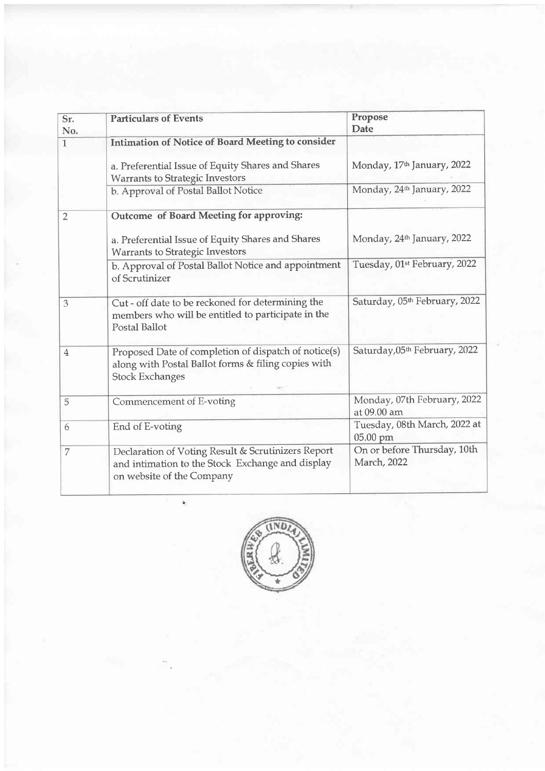| Sr. No. | Particulars of Events | Propose Date |
|---|---|---|
| 1 | **Intimation of Notice of Board Meeting to consider** | |
| | a. Preferential Issue of Equity Shares and Shares Warrants to Strategic Investors | Monday, 17th January, 2022 |
| | b. Approval of Postal Ballot Notice | Monday, 24th January, 2022 |
| 2 | **Outcome of Board Meeting for approving:** | |
| | a. Preferential Issue of Equity Shares and Shares Warrants to Strategic Investors | Monday, 24th January, 2022 |
| | b. Approval of Postal Ballot Notice and appointment of Scrutinizer | Tuesday, 01st February, 2022 |
| 3 | Cut - off date to be reckoned for determining the members who will be entitled to participate in the Postal Ballot | Saturday, 05th February, 2022 |
| 4 | Proposed Date of completion of dispatch of notice(s) along with Postal Ballot forms & filing copies with Stock Exchanges | Saturday,05th February, 2022 |
| 5 | Commencement of E-voting | Monday, 07th February, 2022 at 09.00 am |
| 6 | End of E-voting | Tuesday, 08th March, 2022 at 05.00 pm |
| 7 | Declaration of Voting Result & Scrutinizers Report and intimation to the Stock Exchange and display on website of the Company | On or before Thursday, 10th March, 2022 |

FIBERWEB (INDIA) LIMITED